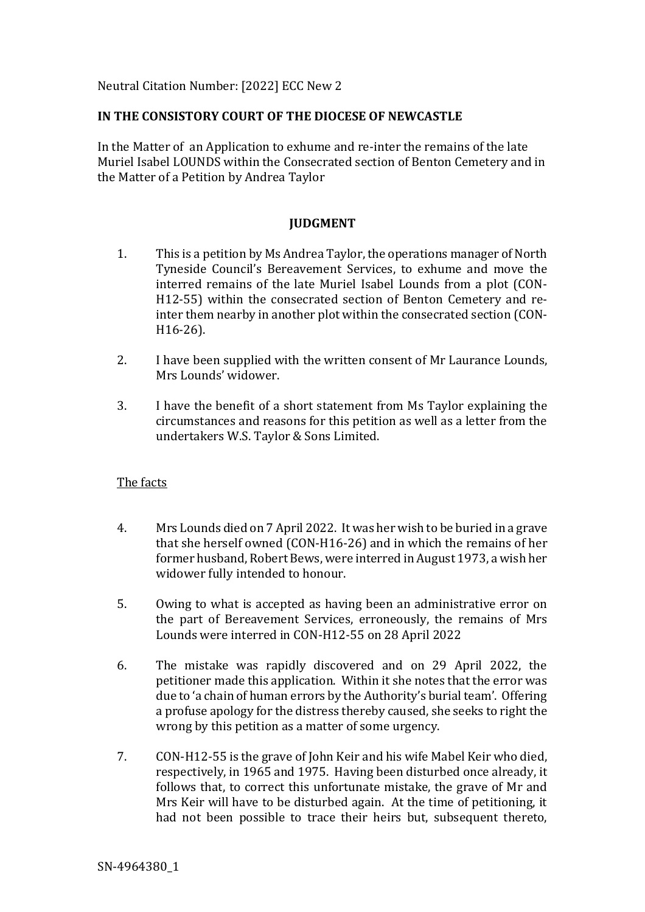Neutral Citation Number: [2022] ECC New 2

**IN THE CONSISTORY COURT OF THE DIOCESE OF NEWCASTLE**

In the Matter of an Application to exhume and re-inter the remains of the late Muriel Isabel LOUNDS within the Consecrated section of Benton Cemetery and in the Matter of a Petition by Andrea Taylor

**JUDGMENT**

1. This is a petition by Ms Andrea Taylor, the operations manager of North Tyneside Council's Bereavement Services, to exhume and move the interred remains of the late Muriel Isabel Lounds from a plot (CON-H12-55) within the consecrated section of Benton Cemetery and re-inter them nearby in another plot within the consecrated section (CON-H16-26).

2. I have been supplied with the written consent of Mr Laurance Lounds, Mrs Lounds' widower.

3. I have the benefit of a short statement from Ms Taylor explaining the circumstances and reasons for this petition as well as a letter from the undertakers W.S. Taylor & Sons Limited.

<u>The facts</u>

4. Mrs Lounds died on 7 April 2022. It was her wish to be buried in a grave that she herself owned (CON-H16-26) and in which the remains of her former husband, Robert Bews, were interred in August 1973, a wish her widower fully intended to honour.

5. Owing to what is accepted as having been an administrative error on the part of Bereavement Services, erroneously, the remains of Mrs Lounds were interred in CON-H12-55 on 28 April 2022

6. The mistake was rapidly discovered and on 29 April 2022, the petitioner made this application. Within it she notes that the error was due to 'a chain of human errors by the Authority's burial team'. Offering a profuse apology for the distress thereby caused, she seeks to right the wrong by this petition as a matter of some urgency.

7. CON-H12-55 is the grave of John Keir and his wife Mabel Keir who died, respectively, in 1965 and 1975. Having been disturbed once already, it follows that, to correct this unfortunate mistake, the grave of Mr and Mrs Keir will have to be disturbed again. At the time of petitioning, it had not been possible to trace their heirs but, subsequent thereto,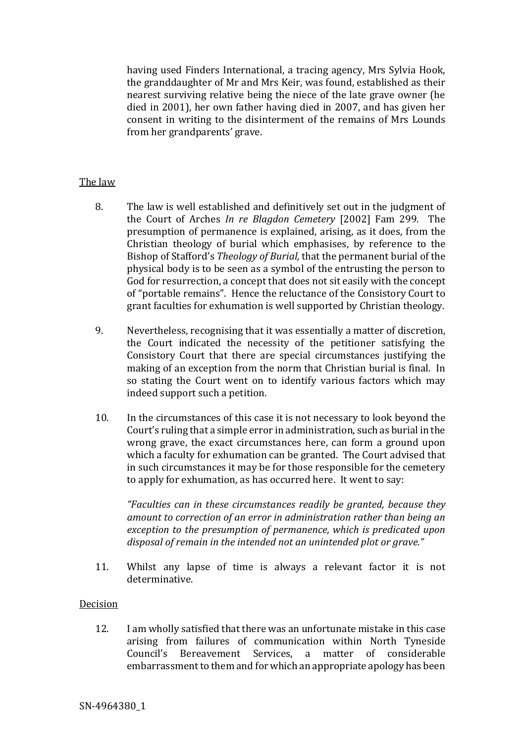having used Finders International, a tracing agency, Mrs Sylvia Hook, the granddaughter of Mr and Mrs Keir, was found, established as their nearest surviving relative being the niece of the late grave owner (he died in 2001), her own father having died in 2007, and has given her consent in writing to the disinterment of the remains of Mrs Lounds from her grandparents' grave.

## The law

8. The law is well established and definitively set out in the judgment of the Court of Arches *In re Blagdon Cemetery* [2002] Fam 299. The presumption of permanence is explained, arising, as it does, from the Christian theology of burial which emphasises, by reference to the Bishop of Stafford's *Theology of Burial,* that the permanent burial of the physical body is to be seen as a symbol of the entrusting the person to God for resurrection, a concept that does not sit easily with the concept of "portable remains". Hence the reluctance of the Consistory Court to grant faculties for exhumation is well supported by Christian theology.

9. Nevertheless, recognising that it was essentially a matter of discretion, the Court indicated the necessity of the petitioner satisfying the Consistory Court that there are special circumstances justifying the making of an exception from the norm that Christian burial is final. In so stating the Court went on to identify various factors which may indeed support such a petition.

10. In the circumstances of this case it is not necessary to look beyond the Court's ruling that a simple error in administration, such as burial in the wrong grave, the exact circumstances here, can form a ground upon which a faculty for exhumation can be granted. The Court advised that in such circumstances it may be for those responsible for the cemetery to apply for exhumation, as has occurred here. It went to say:

   *"Faculties can in these circumstances readily be granted, because they amount to correction of an error in administration rather than being an exception to the presumption of permanence, which is predicated upon disposal of remain in the intended not an unintended plot or grave."*

11. Whilst any lapse of time is always a relevant factor it is not determinative.

## Decision

12. I am wholly satisfied that there was an unfortunate mistake in this case arising from failures of communication within North Tyneside Council's Bereavement Services, a matter of considerable embarrassment to them and for which an appropriate apology has been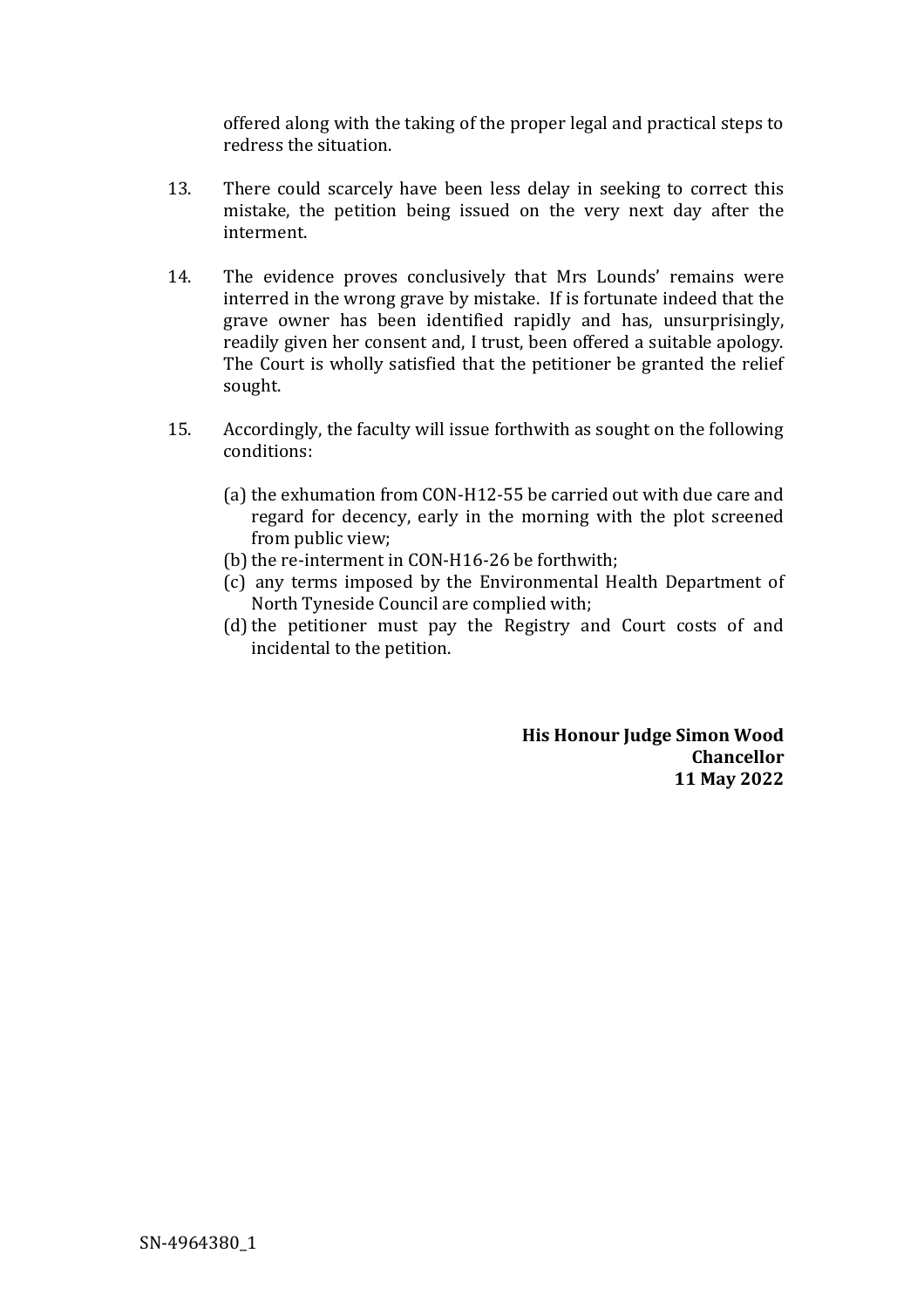offered along with the taking of the proper legal and practical steps to redress the situation.

13. There could scarcely have been less delay in seeking to correct this mistake, the petition being issued on the very next day after the interment.

14. The evidence proves conclusively that Mrs Lounds' remains were interred in the wrong grave by mistake. If is fortunate indeed that the grave owner has been identified rapidly and has, unsurprisingly, readily given her consent and, I trust, been offered a suitable apology. The Court is wholly satisfied that the petitioner be granted the relief sought.

15. Accordingly, the faculty will issue forthwith as sought on the following conditions:

    (a) the exhumation from CON-H12-55 be carried out with due care and regard for decency, early in the morning with the plot screened from public view;
    (b) the re-interment in CON-H16-26 be forthwith;
    (c) any terms imposed by the Environmental Health Department of North Tyneside Council are complied with;
    (d) the petitioner must pay the Registry and Court costs of and incidental to the petition.

**His Honour Judge Simon Wood**
**Chancellor**
**11 May 2022**

SN-4964380_1